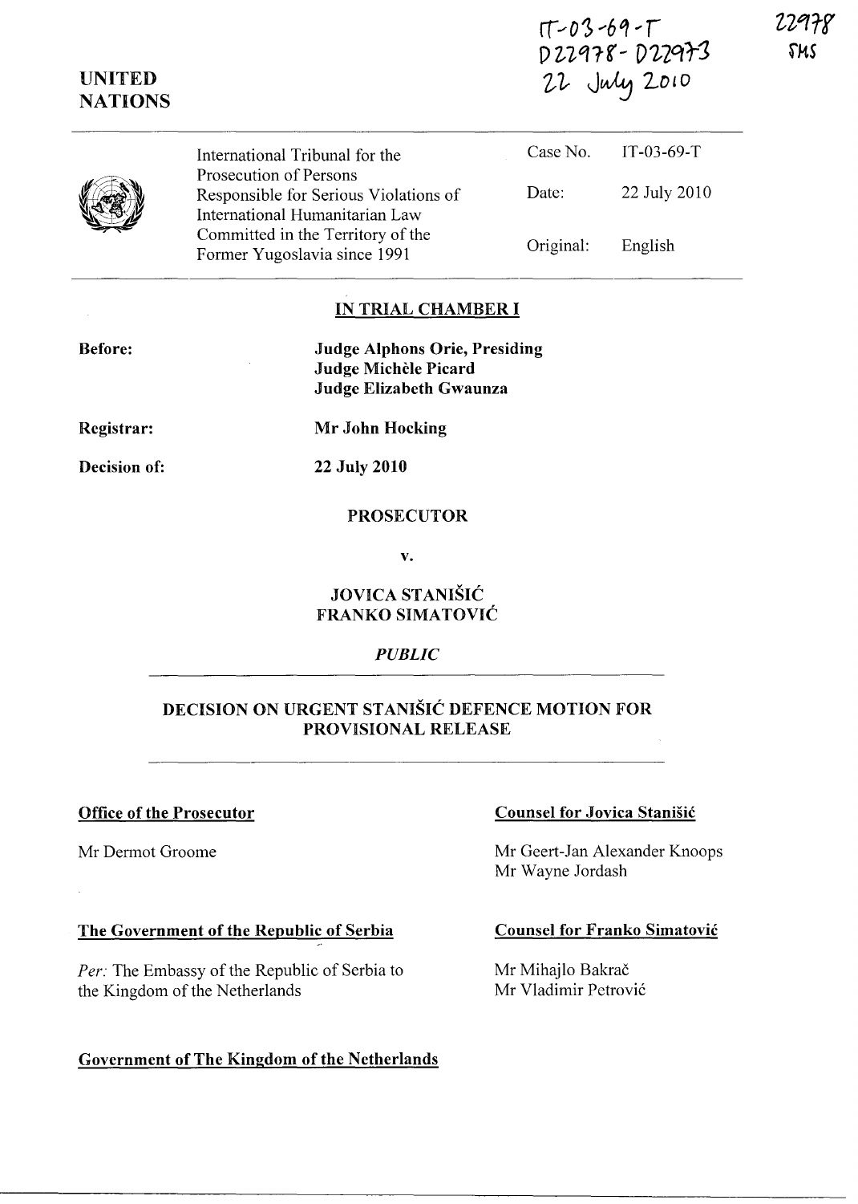IT-03-69-T
D22978 - D22973
22 July 2010

22978
SMS

**UNITED NATIONS**

| International Tribunal for the Prosecution of Persons Responsible for Serious Violations of International Humanitarian Law Committed in the Territory of the Former Yugoslavia since 1991 | Case No. | IT-03-69-T |
|---|---|---|
| | Date: | 22 July 2010 |
| | Original: | English |

## IN TRIAL CHAMBER I

**Before:** **Judge Alphons Orie, Presiding**
**Judge Michèle Picard**
**Judge Elizabeth Gwaunza**

**Registrar:** **Mr John Hocking**

**Decision of:** **22 July 2010**

**PROSECUTOR**

**v.**

**JOVICA STANIŠIĆ**
**FRANKO SIMATOVIĆ**

*PUBLIC*

## DECISION ON URGENT STANIŠIĆ DEFENCE MOTION FOR PROVISIONAL RELEASE

**Office of the Prosecutor**

Mr Dermot Groome

**Counsel for Jovica Stanišić**

Mr Geert-Jan Alexander Knoops
Mr Wayne Jordash

**The Government of the Republic of Serbia**

*Per:* The Embassy of the Republic of Serbia to the Kingdom of the Netherlands

**Counsel for Franko Simatović**

Mr Mihajlo Bakrač
Mr Vladimir Petrović

**Government of The Kingdom of the Netherlands**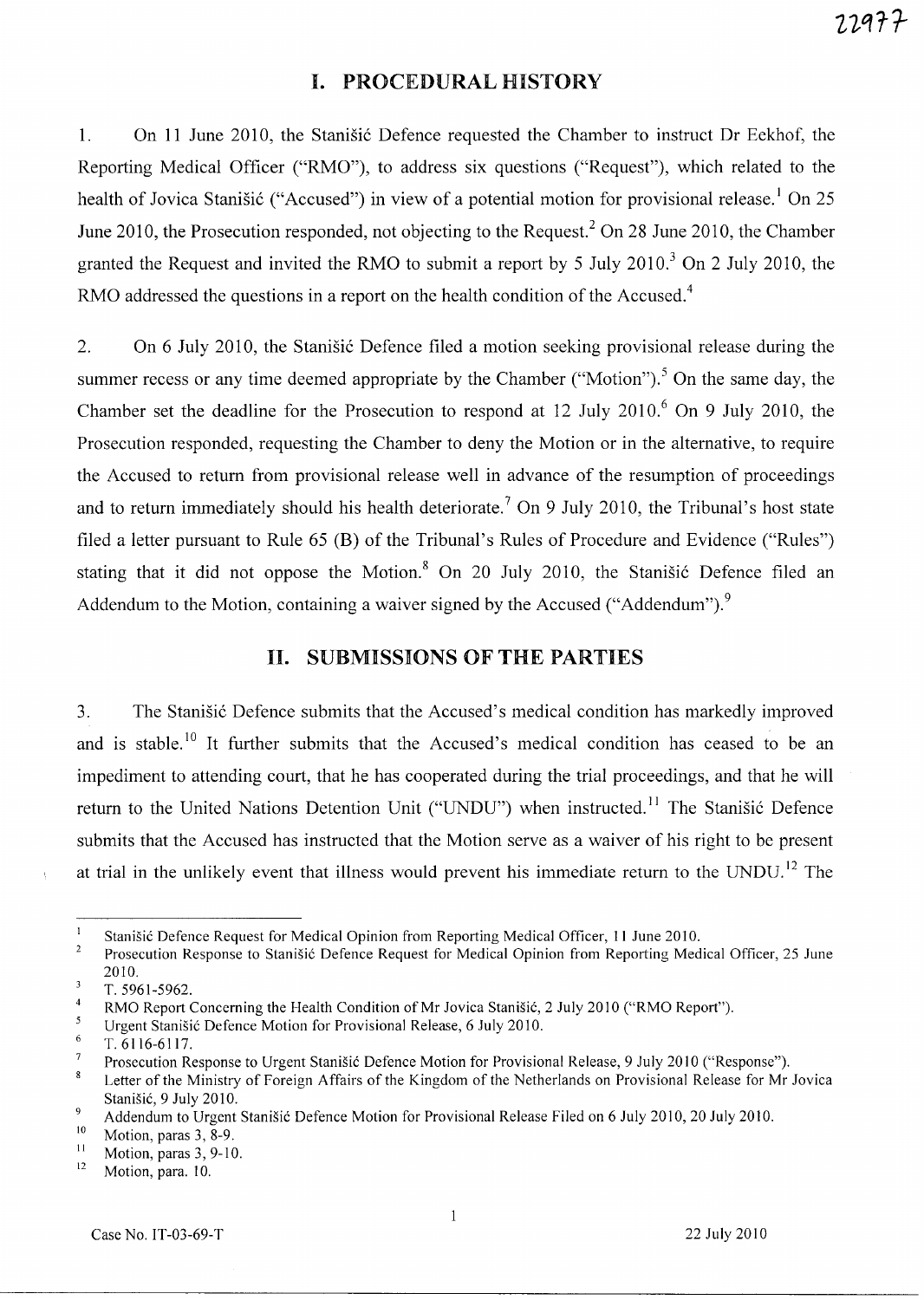# I. PROCEDURAL HISTORY

1. On 11 June 2010, the Stanišić Defence requested the Chamber to instruct Dr Eekhof, the Reporting Medical Officer ("RMO"), to address six questions ("Request"), which related to the health of Jovica Stanišić ("Accused") in view of a potential motion for provisional release.[1] On 25 June 2010, the Prosecution responded, not objecting to the Request.[2] On 28 June 2010, the Chamber granted the Request and invited the RMO to submit a report by 5 July 2010.[3] On 2 July 2010, the RMO addressed the questions in a report on the health condition of the Accused.[4]

2. On 6 July 2010, the Stanišić Defence filed a motion seeking provisional release during the summer recess or any time deemed appropriate by the Chamber ("Motion").[5] On the same day, the Chamber set the deadline for the Prosecution to respond at 12 July 2010.[6] On 9 July 2010, the Prosecution responded, requesting the Chamber to deny the Motion or in the alternative, to require the Accused to return from provisional release well in advance of the resumption of proceedings and to return immediately should his health deteriorate.[7] On 9 July 2010, the Tribunal's host state filed a letter pursuant to Rule 65 (B) of the Tribunal's Rules of Procedure and Evidence ("Rules") stating that it did not oppose the Motion.[8] On 20 July 2010, the Stanišić Defence filed an Addendum to the Motion, containing a waiver signed by the Accused ("Addendum").[9]

# II. SUBMISSIONS OF THE PARTIES

3. The Stanišić Defence submits that the Accused's medical condition has markedly improved and is stable.[10] It further submits that the Accused's medical condition has ceased to be an impediment to attending court, that he has cooperated during the trial proceedings, and that he will return to the United Nations Detention Unit ("UNDU") when instructed.[11] The Stanišić Defence submits that the Accused has instructed that the Motion serve as a waiver of his right to be present at trial in the unlikely event that illness would prevent his immediate return to the UNDU.[12] The

---

[1] Stanišić Defence Request for Medical Opinion from Reporting Medical Officer, 11 June 2010.

[2] Prosecution Response to Stanišić Defence Request for Medical Opinion from Reporting Medical Officer, 25 June 2010.

[3] T. 5961-5962.

[4] RMO Report Concerning the Health Condition of Mr Jovica Stanišić, 2 July 2010 ("RMO Report").

[5] Urgent Stanišić Defence Motion for Provisional Release, 6 July 2010.

[6] T. 6116-6117.

[7] Prosecution Response to Urgent Stanišić Defence Motion for Provisional Release, 9 July 2010 ("Response").

[8] Letter of the Ministry of Foreign Affairs of the Kingdom of the Netherlands on Provisional Release for Mr Jovica Stanišić, 9 July 2010.

[9] Addendum to Urgent Stanišić Defence Motion for Provisional Release Filed on 6 July 2010, 20 July 2010.

[10] Motion, paras 3, 8-9.

[11] Motion, paras 3, 9-10.

[12] Motion, para. 10.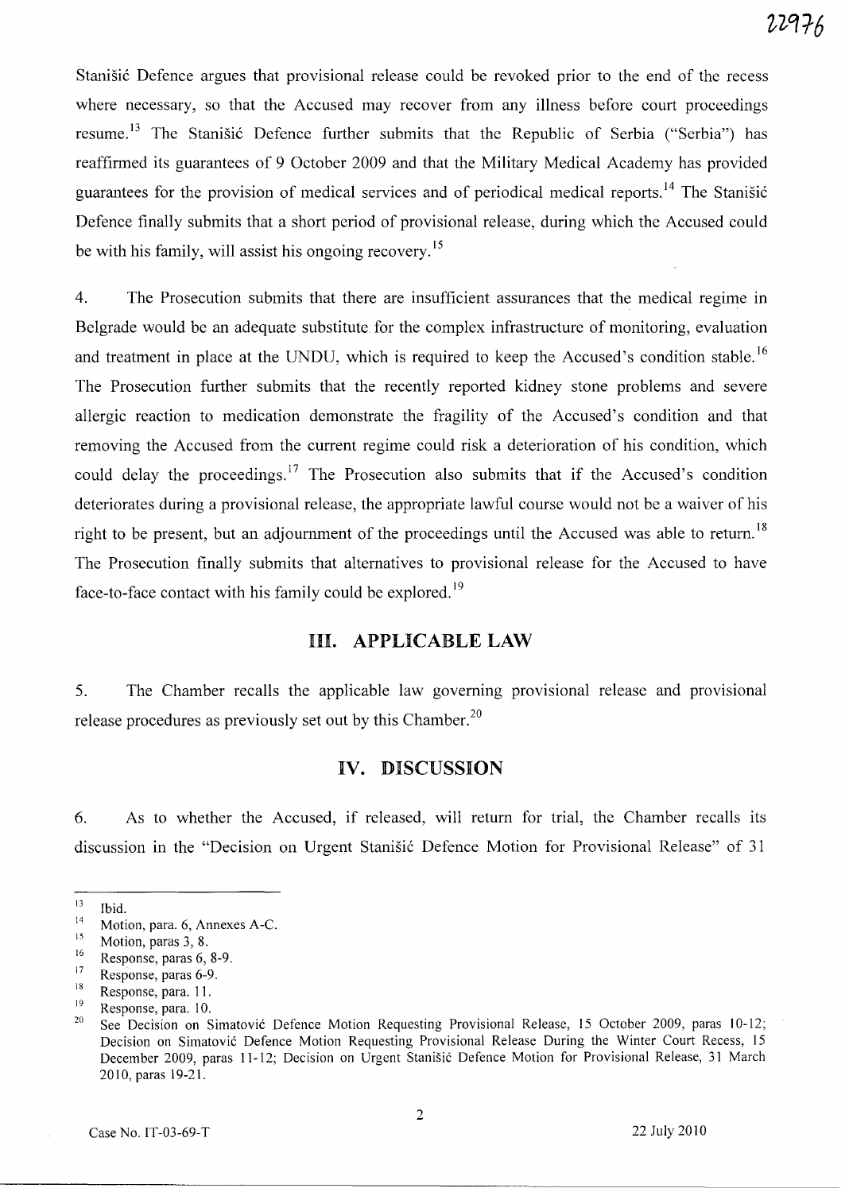Stanišić Defence argues that provisional release could be revoked prior to the end of the recess where necessary, so that the Accused may recover from any illness before court proceedings resume.[13] The Stanišić Defence further submits that the Republic of Serbia ("Serbia") has reaffirmed its guarantees of 9 October 2009 and that the Military Medical Academy has provided guarantees for the provision of medical services and of periodical medical reports.[14] The Stanišić Defence finally submits that a short period of provisional release, during which the Accused could be with his family, will assist his ongoing recovery.[15]

4. The Prosecution submits that there are insufficient assurances that the medical regime in Belgrade would be an adequate substitute for the complex infrastructure of monitoring, evaluation and treatment in place at the UNDU, which is required to keep the Accused's condition stable.[16] The Prosecution further submits that the recently reported kidney stone problems and severe allergic reaction to medication demonstrate the fragility of the Accused's condition and that removing the Accused from the current regime could risk a deterioration of his condition, which could delay the proceedings.[17] The Prosecution also submits that if the Accused's condition deteriorates during a provisional release, the appropriate lawful course would not be a waiver of his right to be present, but an adjournment of the proceedings until the Accused was able to return.[18] The Prosecution finally submits that alternatives to provisional release for the Accused to have face-to-face contact with his family could be explored.[19]

## III. APPLICABLE LAW

5. The Chamber recalls the applicable law governing provisional release and provisional release procedures as previously set out by this Chamber.[20]

## IV. DISCUSSION

6. As to whether the Accused, if released, will return for trial, the Chamber recalls its discussion in the "Decision on Urgent Stanišić Defence Motion for Provisional Release" of 31

---

[13] Ibid.

[14] Motion, para. 6, Annexes A-C.

[15] Motion, paras 3, 8.

[16] Response, paras 6, 8-9.

[17] Response, paras 6-9.

[18] Response, para. 11.

[19] Response, para. 10.

[20] See Decision on Simatović Defence Motion Requesting Provisional Release, 15 October 2009, paras 10-12; Decision on Simatović Defence Motion Requesting Provisional Release During the Winter Court Recess, 15 December 2009, paras 11-12; Decision on Urgent Stanišić Defence Motion for Provisional Release, 31 March 2010, paras 19-21.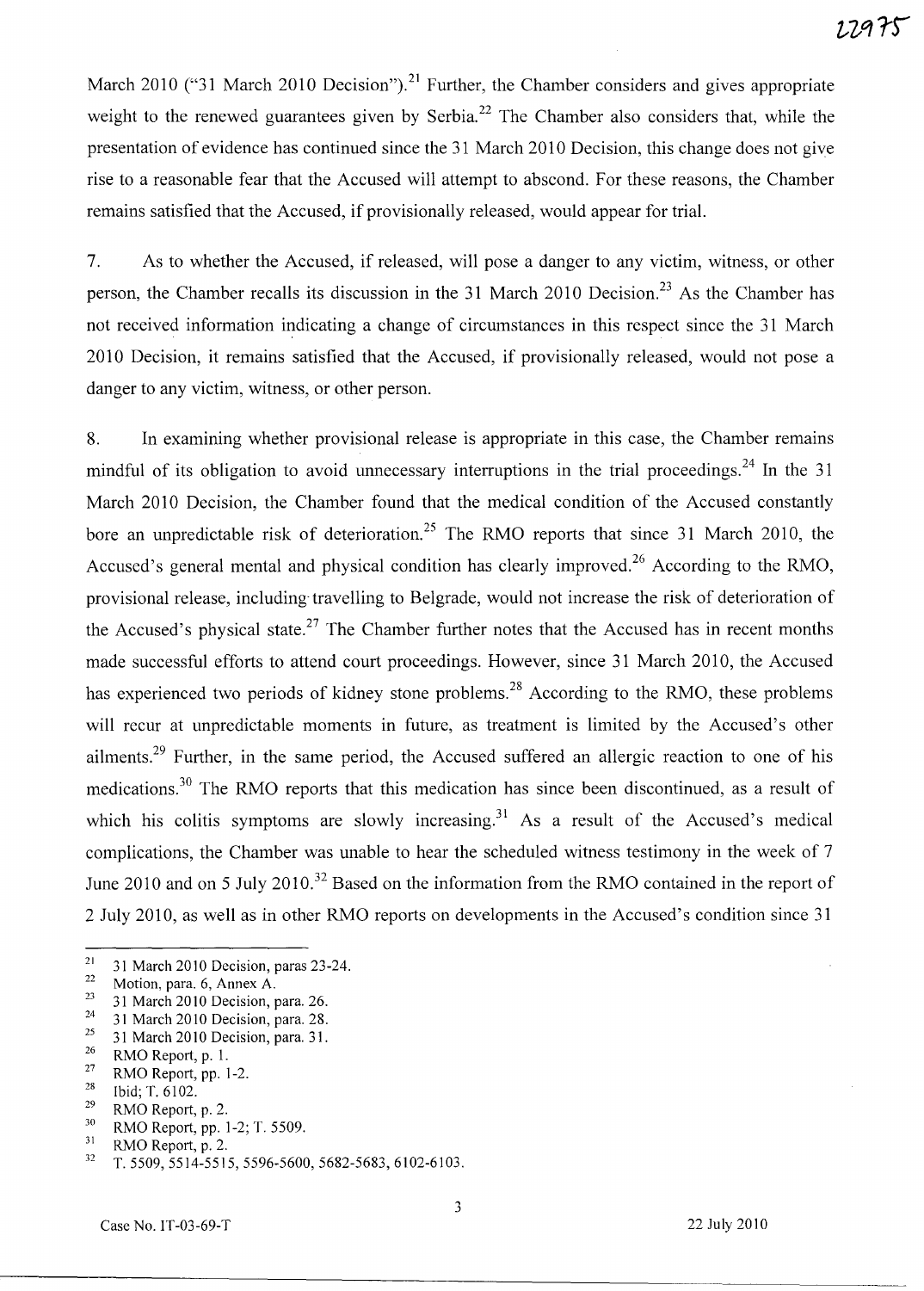March 2010 ("31 March 2010 Decision").[21] Further, the Chamber considers and gives appropriate weight to the renewed guarantees given by Serbia.[22] The Chamber also considers that, while the presentation of evidence has continued since the 31 March 2010 Decision, this change does not give rise to a reasonable fear that the Accused will attempt to abscond. For these reasons, the Chamber remains satisfied that the Accused, if provisionally released, would appear for trial.

7. As to whether the Accused, if released, will pose a danger to any victim, witness, or other person, the Chamber recalls its discussion in the 31 March 2010 Decision.[23] As the Chamber has not received information indicating a change of circumstances in this respect since the 31 March 2010 Decision, it remains satisfied that the Accused, if provisionally released, would not pose a danger to any victim, witness, or other person.

8. In examining whether provisional release is appropriate in this case, the Chamber remains mindful of its obligation to avoid unnecessary interruptions in the trial proceedings.[24] In the 31 March 2010 Decision, the Chamber found that the medical condition of the Accused constantly bore an unpredictable risk of deterioration.[25] The RMO reports that since 31 March 2010, the Accused's general mental and physical condition has clearly improved.[26] According to the RMO, provisional release, including travelling to Belgrade, would not increase the risk of deterioration of the Accused's physical state.[27] The Chamber further notes that the Accused has in recent months made successful efforts to attend court proceedings. However, since 31 March 2010, the Accused has experienced two periods of kidney stone problems.[28] According to the RMO, these problems will recur at unpredictable moments in future, as treatment is limited by the Accused's other ailments.[29] Further, in the same period, the Accused suffered an allergic reaction to one of his medications.[30] The RMO reports that this medication has since been discontinued, as a result of which his colitis symptoms are slowly increasing.[31] As a result of the Accused's medical complications, the Chamber was unable to hear the scheduled witness testimony in the week of 7 June 2010 and on 5 July 2010.[32] Based on the information from the RMO contained in the report of 2 July 2010, as well as in other RMO reports on developments in the Accused's condition since 31

---

[21] 31 March 2010 Decision, paras 23-24.

[22] Motion, para. 6, Annex A.

[23] 31 March 2010 Decision, para. 26.

[24] 31 March 2010 Decision, para. 28.

[25] 31 March 2010 Decision, para. 31.

[26] RMO Report, p. 1.

[27] RMO Report, pp. 1-2.

[28] Ibid; T. 6102.

[29] RMO Report, p. 2.

[30] RMO Report, pp. 1-2; T. 5509.

[31] RMO Report, p. 2.

[32] T. 5509, 5514-5515, 5596-5600, 5682-5683, 6102-6103.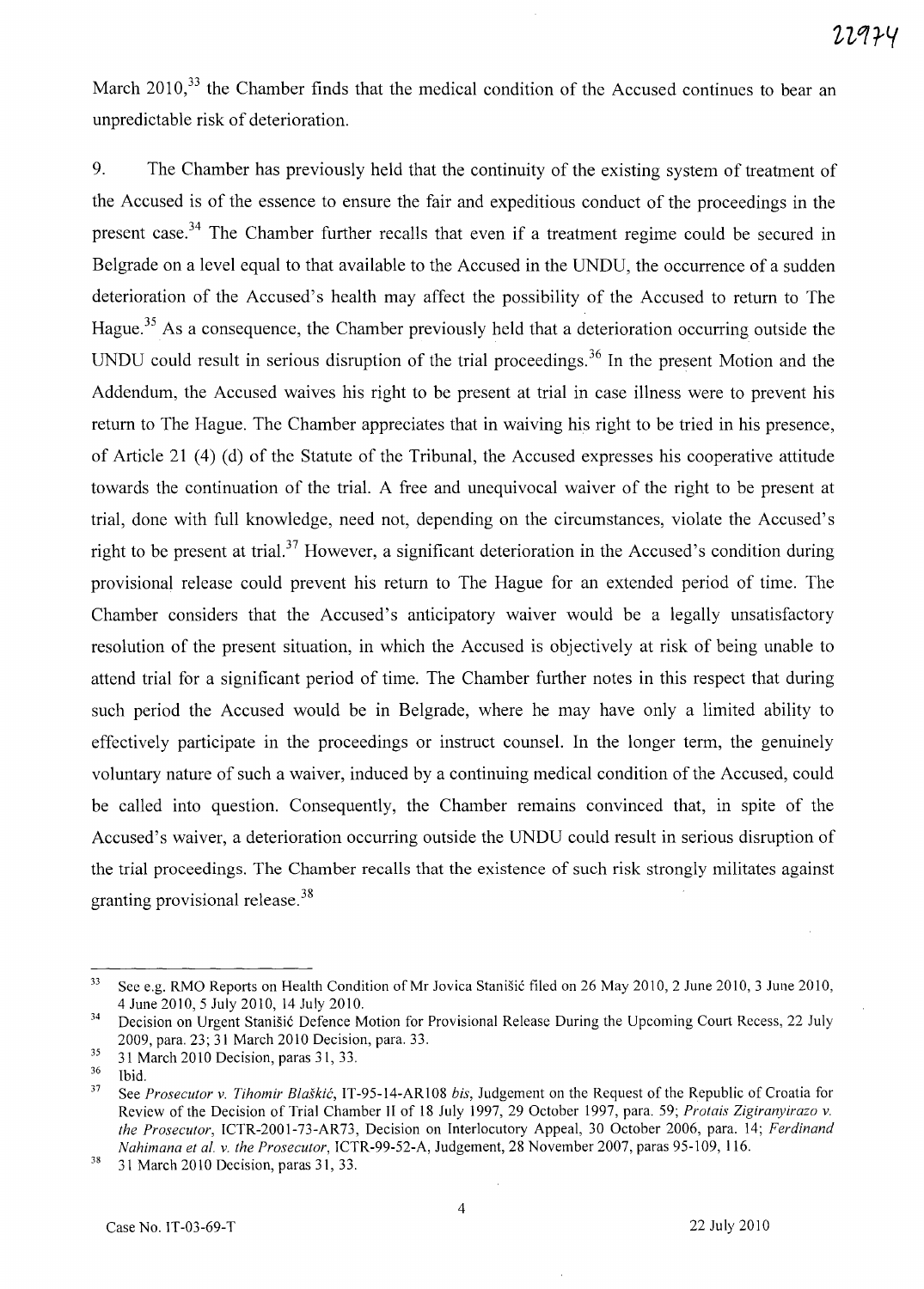March 2010,[33] the Chamber finds that the medical condition of the Accused continues to bear an unpredictable risk of deterioration.

9. The Chamber has previously held that the continuity of the existing system of treatment of the Accused is of the essence to ensure the fair and expeditious conduct of the proceedings in the present case.[34] The Chamber further recalls that even if a treatment regime could be secured in Belgrade on a level equal to that available to the Accused in the UNDU, the occurrence of a sudden deterioration of the Accused's health may affect the possibility of the Accused to return to The Hague.[35] As a consequence, the Chamber previously held that a deterioration occurring outside the UNDU could result in serious disruption of the trial proceedings.[36] In the present Motion and the Addendum, the Accused waives his right to be present at trial in case illness were to prevent his return to The Hague. The Chamber appreciates that in waiving his right to be tried in his presence, of Article 21 (4) (d) of the Statute of the Tribunal, the Accused expresses his cooperative attitude towards the continuation of the trial. A free and unequivocal waiver of the right to be present at trial, done with full knowledge, need not, depending on the circumstances, violate the Accused's right to be present at trial.[37] However, a significant deterioration in the Accused's condition during provisional release could prevent his return to The Hague for an extended period of time. The Chamber considers that the Accused's anticipatory waiver would be a legally unsatisfactory resolution of the present situation, in which the Accused is objectively at risk of being unable to attend trial for a significant period of time. The Chamber further notes in this respect that during such period the Accused would be in Belgrade, where he may have only a limited ability to effectively participate in the proceedings or instruct counsel. In the longer term, the genuinely voluntary nature of such a waiver, induced by a continuing medical condition of the Accused, could be called into question. Consequently, the Chamber remains convinced that, in spite of the Accused's waiver, a deterioration occurring outside the UNDU could result in serious disruption of the trial proceedings. The Chamber recalls that the existence of such risk strongly militates against granting provisional release.[38]

---

[33] See e.g. RMO Reports on Health Condition of Mr Jovica Stanišić filed on 26 May 2010, 2 June 2010, 3 June 2010, 4 June 2010, 5 July 2010, 14 July 2010.

[34] Decision on Urgent Stanišić Defence Motion for Provisional Release During the Upcoming Court Recess, 22 July 2009, para. 23; 31 March 2010 Decision, para. 33.

[35] 31 March 2010 Decision, paras 31, 33.

[36] Ibid.

[37] See *Prosecutor v. Tihomir Blaškić*, IT-95-14-AR108 *bis*, Judgement on the Request of the Republic of Croatia for Review of the Decision of Trial Chamber II of 18 July 1997, 29 October 1997, para. 59; *Protais Zigiranyirazo v. the Prosecutor*, ICTR-2001-73-AR73, Decision on Interlocutory Appeal, 30 October 2006, para. 14; *Ferdinand Nahimana et al. v. the Prosecutor*, ICTR-99-52-A, Judgement, 28 November 2007, paras 95-109, 116.

[38] 31 March 2010 Decision, paras 31, 33.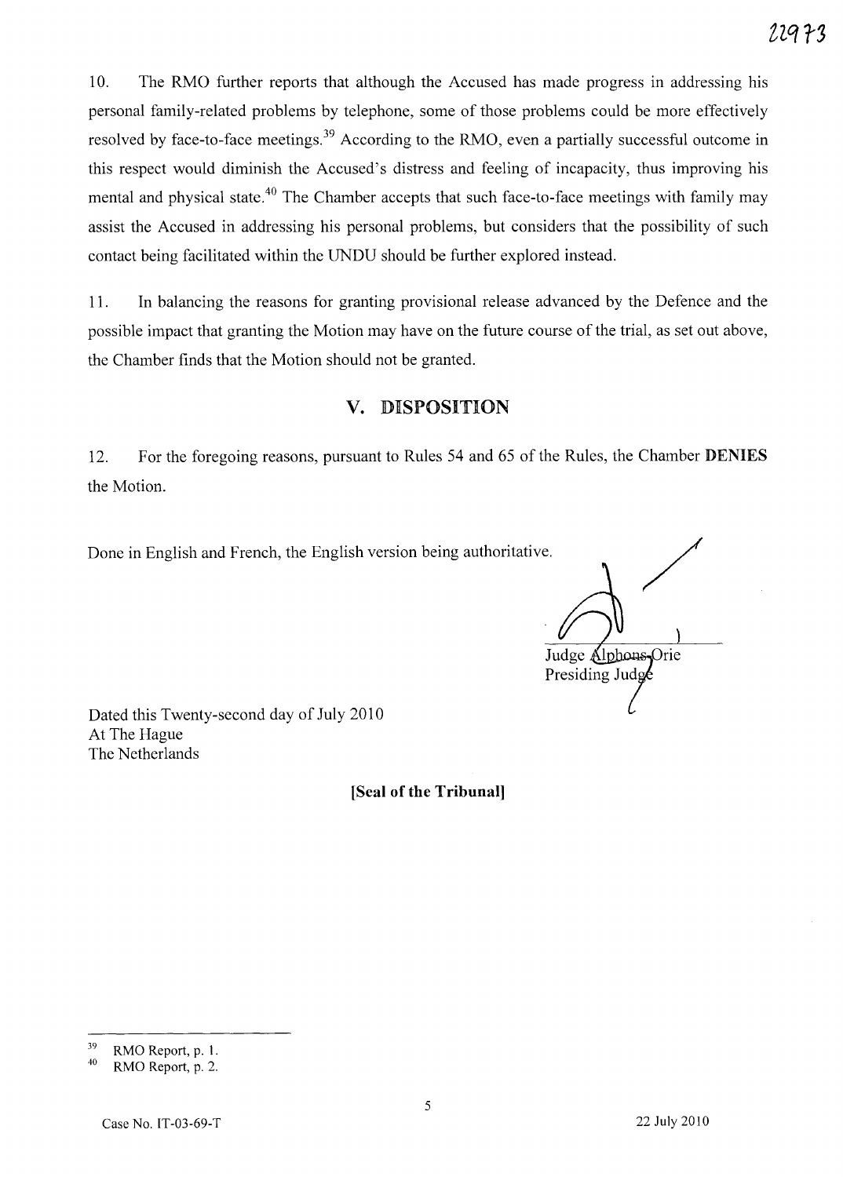10. The RMO further reports that although the Accused has made progress in addressing his personal family-related problems by telephone, some of those problems could be more effectively resolved by face-to-face meetings.[39] According to the RMO, even a partially successful outcome in this respect would diminish the Accused's distress and feeling of incapacity, thus improving his mental and physical state.[40] The Chamber accepts that such face-to-face meetings with family may assist the Accused in addressing his personal problems, but considers that the possibility of such contact being facilitated within the UNDU should be further explored instead.

11. In balancing the reasons for granting provisional release advanced by the Defence and the possible impact that granting the Motion may have on the future course of the trial, as set out above, the Chamber finds that the Motion should not be granted.

## V. DISPOSITION

12. For the foregoing reasons, pursuant to Rules 54 and 65 of the Rules, the Chamber **DENIES** the Motion.

Done in English and French, the English version being authoritative.

Judge Alphons Orie
Presiding Judge

Dated this Twenty-second day of July 2010
At The Hague
The Netherlands

**[Seal of the Tribunal]**

---

[39] RMO Report, p. 1.

[40] RMO Report, p. 2.